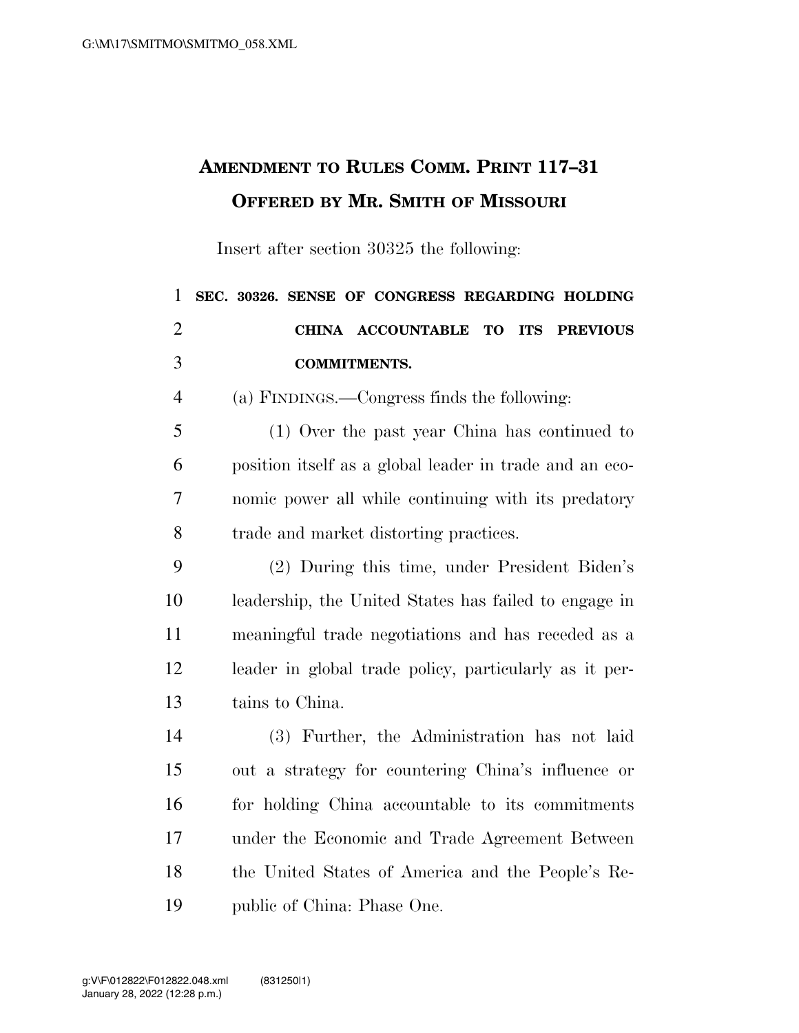# AMENDMENT TO RULES COMM. PRINT 117–31 OFFERED BY MR. SMITH OF MISSOURI

Insert after section 30325 the following:

**SEC. 30326. SENSE OF CONGRESS REGARDING HOLDING CHINA ACCOUNTABLE TO ITS PREVIOUS COMMITMENTS.**

(a) FINDINGS.—Congress finds the following:

(1) Over the past year China has continued to position itself as a global leader in trade and an economic power all while continuing with its predatory trade and market distorting practices.

(2) During this time, under President Biden's leadership, the United States has failed to engage in meaningful trade negotiations and has receded as a leader in global trade policy, particularly as it pertains to China.

(3) Further, the Administration has not laid out a strategy for countering China's influence or for holding China accountable to its commitments under the Economic and Trade Agreement Between the United States of America and the People's Republic of China: Phase One.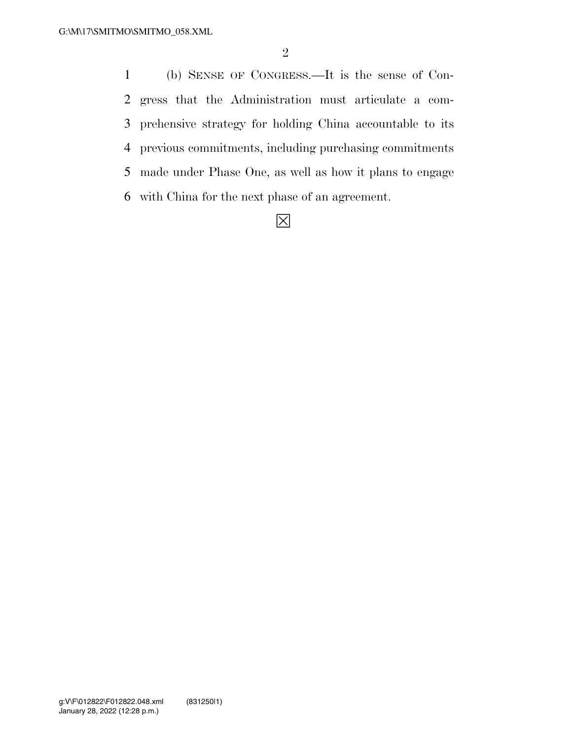(b) SENSE OF CONGRESS.—It is the sense of Congress that the Administration must articulate a comprehensive strategy for holding China accountable to its previous commitments, including purchasing commitments made under Phase One, as well as how it plans to engage with China for the next phase of an agreement.